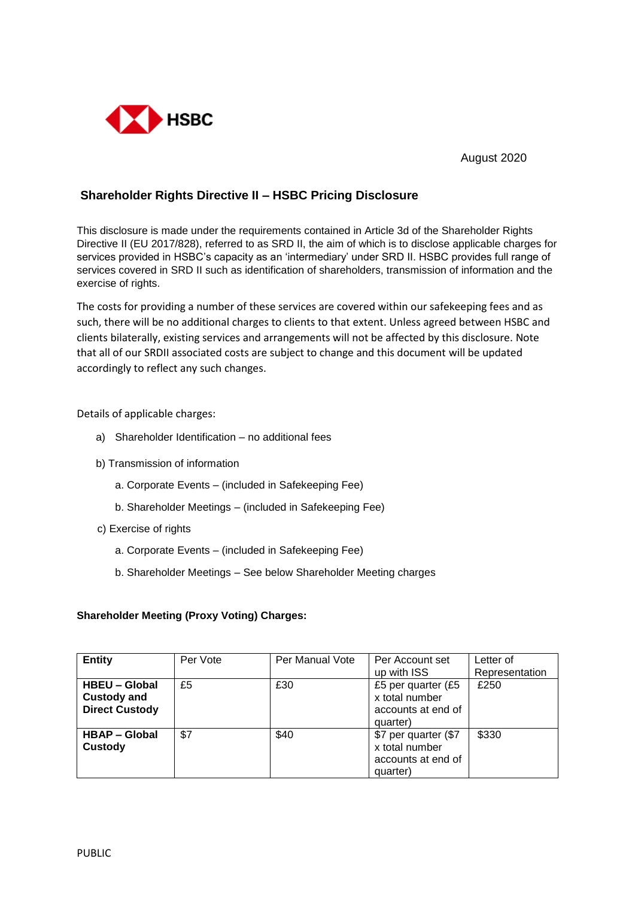HSBC

August 2020

## Shareholder Rights Directive II – HSBC Pricing Disclosure

This disclosure is made under the requirements contained in Article 3d of the Shareholder Rights Directive II (EU 2017/828), referred to as SRD II, the aim of which is to disclose applicable charges for services provided in HSBC's capacity as an 'intermediary' under SRD II. HSBC provides full range of services covered in SRD II such as identification of shareholders, transmission of information and the exercise of rights.

The costs for providing a number of these services are covered within our safekeeping fees and as such, there will be no additional charges to clients to that extent. Unless agreed between HSBC and clients bilaterally, existing services and arrangements will not be affected by this disclosure. Note that all of our SRDII associated costs are subject to change and this document will be updated accordingly to reflect any such changes.

Details of applicable charges:

a) Shareholder Identification – no additional fees

b) Transmission of information

   a. Corporate Events – (included in Safekeeping Fee)

   b. Shareholder Meetings – (included in Safekeeping Fee)

c) Exercise of rights

   a. Corporate Events – (included in Safekeeping Fee)

   b. Shareholder Meetings – See below Shareholder Meeting charges

**Shareholder Meeting (Proxy Voting) Charges:**

| **Entity** | Per Vote | Per Manual Vote | Per Account set up with ISS | Letter of Representation |
|---|---|---|---|---|
| **HBEU – Global Custody and Direct Custody** | £5 | £30 | £5 per quarter (£5 x total number accounts at end of quarter) | £250 |
| **HBAP – Global Custody** | $7 | $40 | $7 per quarter ($7 x total number accounts at end of quarter) | $330 |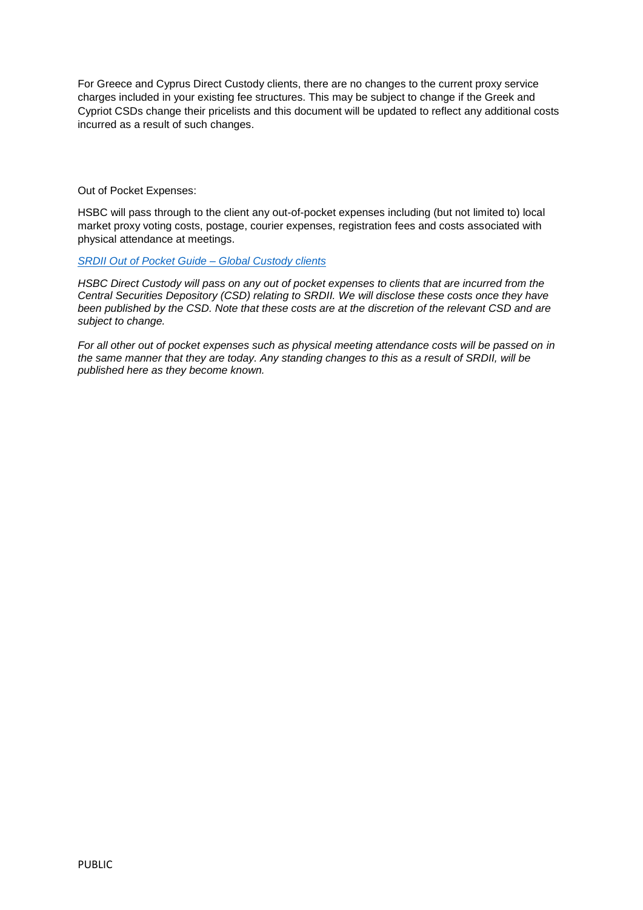For Greece and Cyprus Direct Custody clients, there are no changes to the current proxy service charges included in your existing fee structures. This may be subject to change if the Greek and Cypriot CSDs change their pricelists and this document will be updated to reflect any additional costs incurred as a result of such changes.

Out of Pocket Expenses:

HSBC will pass through to the client any out-of-pocket expenses including (but not limited to) local market proxy voting costs, postage, courier expenses, registration fees and costs associated with physical attendance at meetings.

*SRDII Out of Pocket Guide – Global Custody clients*

*HSBC Direct Custody will pass on any out of pocket expenses to clients that are incurred from the Central Securities Depository (CSD) relating to SRDII. We will disclose these costs once they have been published by the CSD. Note that these costs are at the discretion of the relevant CSD and are subject to change.*

*For all other out of pocket expenses such as physical meeting attendance costs will be passed on in the same manner that they are today. Any standing changes to this as a result of SRDII, will be published here as they become known.*